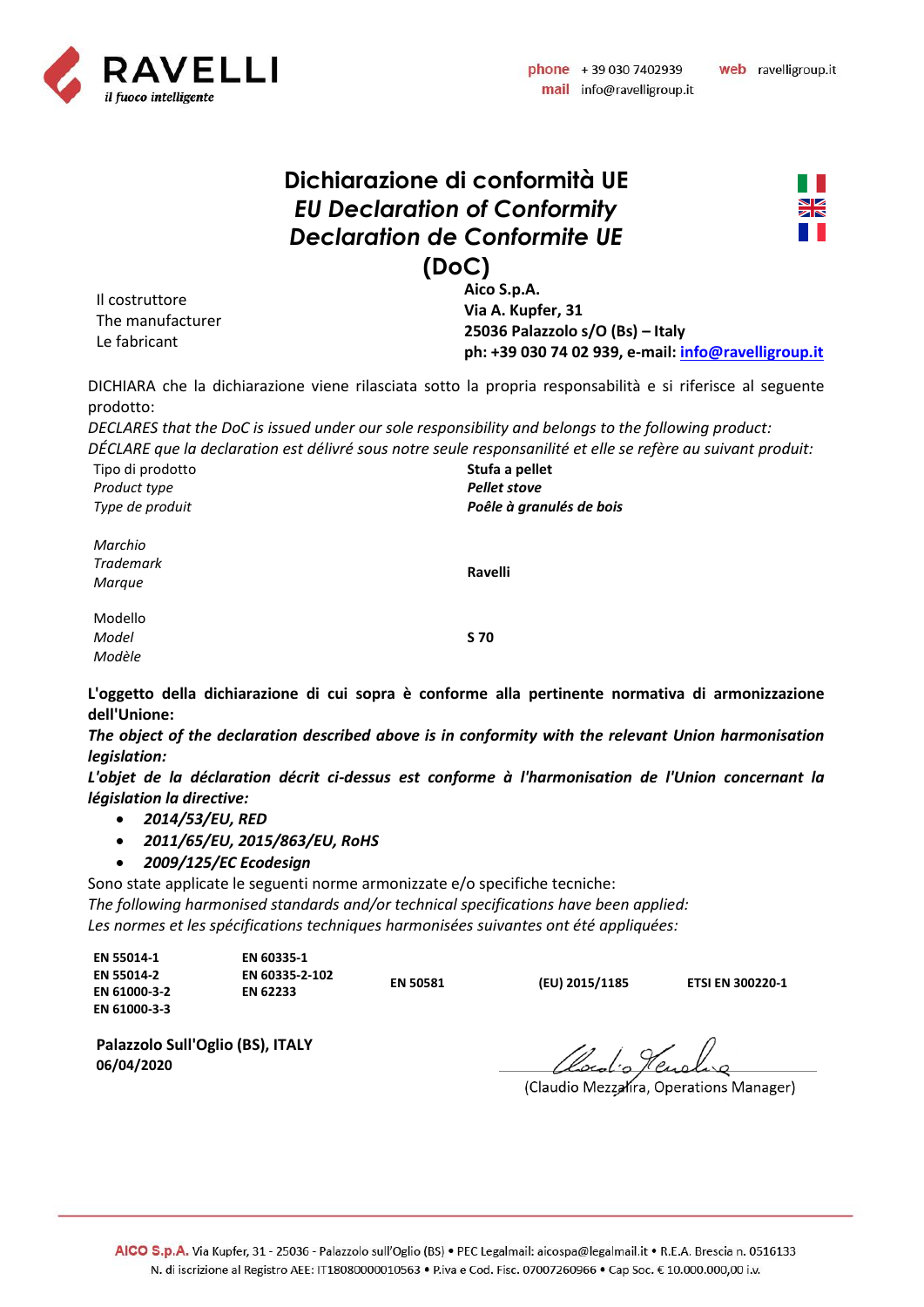# Dichiarazione di conformità UE
## *EU Declaration of Conformity*
## *Declaration de Conformite UE*
## (DoC)

| | |
|---|---|
| Il costruttore<br>The manufacturer<br>Le fabricant | **Aico S.p.A.**<br>**Via A. Kupfer, 31**<br>**25036 Palazzolo s/O (Bs) – Italy**<br>**ph: +39 030 74 02 939, e-mail: info@ravelligroup.it** |

DICHIARA che la dichiarazione viene rilasciata sotto la propria responsabilità e si riferisce al seguente prodotto:

*DECLARES that the DoC is issued under our sole responsibility and belongs to the following product:*

*DÉCLARE que la declaration est délivré sous notre seule responsanilité et elle se refère au suivant produit:*

| | |
|---|---|
| Tipo di prodotto<br>*Product type*<br>*Type de produit* | **Stufa a pellet**<br>***Pellet stove***<br>***Poêle à granulés de bois*** |
| *Marchio*<br>*Trademark*<br>*Marque* | **Ravelli** |
| Modello<br>*Model*<br>*Modèle* | **S 70** |

**L'oggetto della dichiarazione di cui sopra è conforme alla pertinente normativa di armonizzazione dell'Unione:**

***The object of the declaration described above is in conformity with the relevant Union harmonisation legislation:***

***L'objet de la déclaration décrit ci-dessus est conforme à l'harmonisation de l'Union concernant la législation la directive:***

- ***2014/53/EU, RED***
- ***2011/65/EU, 2015/863/EU, RoHS***
- ***2009/125/EC Ecodesign***

Sono state applicate le seguenti norme armonizzate e/o specifiche tecniche:

*The following harmonised standards and/or technical specifications have been applied:*

*Les normes et les spécifications techniques harmonisées suivantes ont été appliquées:*

| | | | | |
|---|---|---|---|---|
| **EN 55014-1**<br>**EN 55014-2**<br>**EN 61000-3-2**<br>**EN 61000-3-3** | **EN 60335-1**<br>**EN 60335-2-102**<br>**EN 62233** | **EN 50581** | **(EU) 2015/1185** | **ETSI EN 300220-1** |

**Palazzolo Sull'Oglio (BS), ITALY**
**06/04/2020**

(Claudio Mezzalira, Operations Manager)

**AICO S.p.A.** Via Kupfer, 31 - 25036 - Palazzolo sull'Oglio (BS) • PEC Legalmail: aicospa@legalmail.it • R.E.A. Brescia n. 0516133
N. di iscrizione al Registro AEE: IT18080000010563 • P.iva e Cod. Fisc. 07007260966 • Cap Soc. € 10.000.000,00 i.v.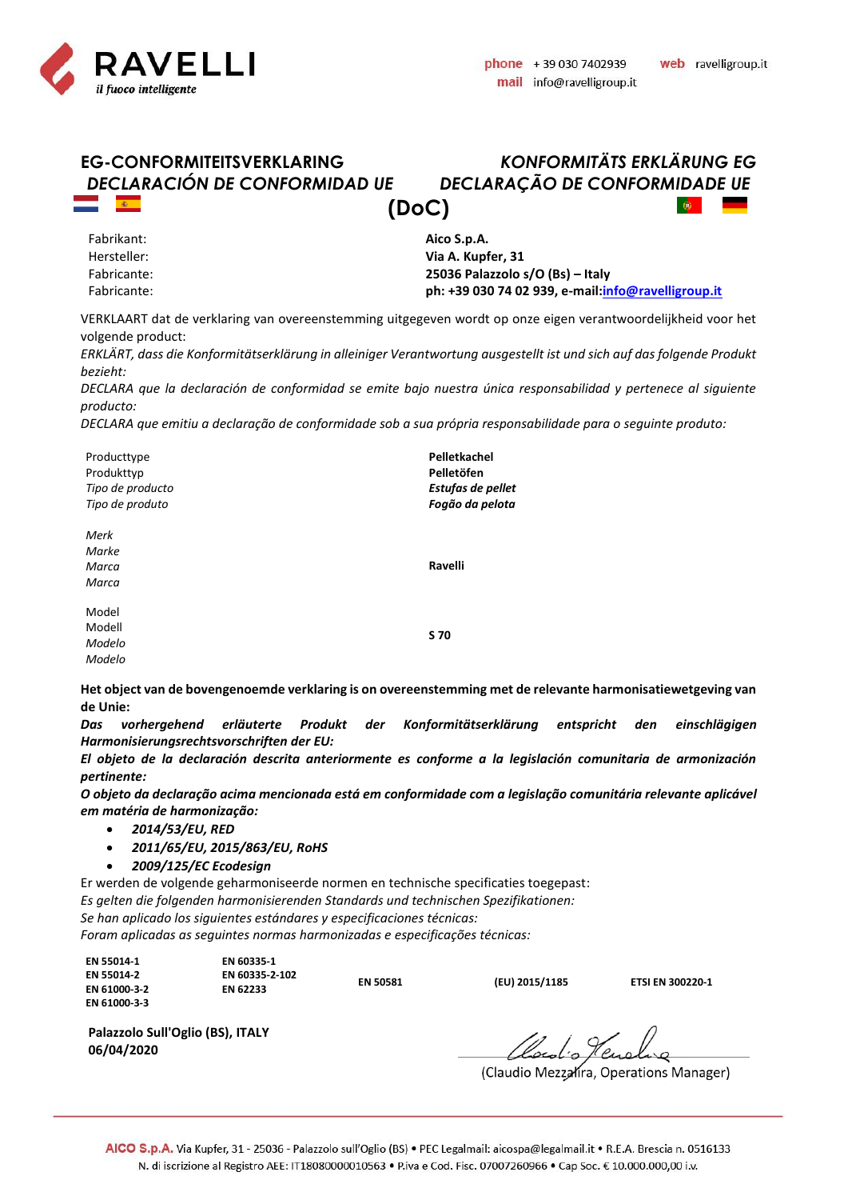RAVELLI
*il fuoco intelligente*

**phone** + 39 030 7402939 **web** ravelligroup.it
**mail** info@ravelligroup.it

# EG-CONFORMITEITSVERKLARING *KONFORMITÄTS ERKLÄRUNG EG*
# *DECLARACIÓN DE CONFORMIDAD UE* *DECLARAÇÃO DE CONFORMIDADE UE*
# (DoC)

| | |
|---|---|
| Fabrikant:<br>Hersteller:<br>Fabricante:<br>Fabricante: | **Aico S.p.A.**<br>**Via A. Kupfer, 31**<br>**25036 Palazzolo s/O (Bs) – Italy**<br>**ph: +39 030 74 02 939, e-mail:info@ravelligroup.it** |

VERKLAART dat de verklaring van overeenstemming uitgegeven wordt op onze eigen verantwoordelijkheid voor het volgende product:
*ERKLÄRT, dass die Konformitätserklärung in alleiniger Verantwortung ausgestellt ist und sich auf das folgende Produkt bezieht:*
*DECLARA que la declaración de conformidad se emite bajo nuestra única responsabilidad y pertenece al siguiente producto:*
*DECLARA que emitiu a declaração de conformidade sob a sua própria responsabilidade para o seguinte produto:*

| | |
|---|---|
| Producttype<br>Produkttyp<br>*Tipo de producto*<br>*Tipo de produto* | **Pelletkachel**<br>**Pelletöfen**<br>***Estufas de pellet***<br>***Fogão da pelota*** |
| *Merk*<br>*Marke*<br>*Marca*<br>*Marca* | **Ravelli** |
| Model<br>Modell<br>*Modelo*<br>*Modelo* | **S 70** |

**Het object van de bovengenoemde verklaring is on overeenstemming met de relevante harmonisatiewetgeving van de Unie:**
***Das vorhergehend erläuterte Produkt der Konformitätserklärung entspricht den einschlägigen Harmonisierungsrechtsvorschriften der EU:***
***El objeto de la declaración descrita anteriormente es conforme a la legislación comunitaria de armonización pertinente:***
***O objeto da declaração acima mencionada está em conformidade com a legislação comunitária relevante aplicável em matéria de harmonização:***

- ***2014/53/EU, RED***
- ***2011/65/EU, 2015/863/EU, RoHS***
- ***2009/125/EC Ecodesign***

Er werden de volgende geharmoniseerde normen en technische specificaties toegepast:
*Es gelten die folgenden harmonisierenden Standards und technischen Spezifikationen:*
*Se han aplicado los siguientes estándares y especificaciones técnicas:*
*Foram aplicadas as seguintes normas harmonizadas e especificações técnicas:*

| | | | | |
|---|---|---|---|---|
| **EN 55014-1**<br>**EN 55014-2**<br>**EN 61000-3-2**<br>**EN 61000-3-3** | **EN 60335-1**<br>**EN 60335-2-102**<br>**EN 62233** | **EN 50581** | **(EU) 2015/1185** | **ETSI EN 300220-1** |

**Palazzolo Sull'Oglio (BS), ITALY**
**06/04/2020**

(Claudio Mezzalira, Operations Manager)

**AICO S.p.A.** Via Kupfer, 31 - 25036 - Palazzolo sull'Oglio (BS) • PEC Legalmail: aicospa@legalmail.it • R.E.A. Brescia n. 0516133
N. di iscrizione al Registro AEE: IT18080000010563 • P.iva e Cod. Fisc. 07007260966 • Cap Soc. € 10.000.000,00 i.v.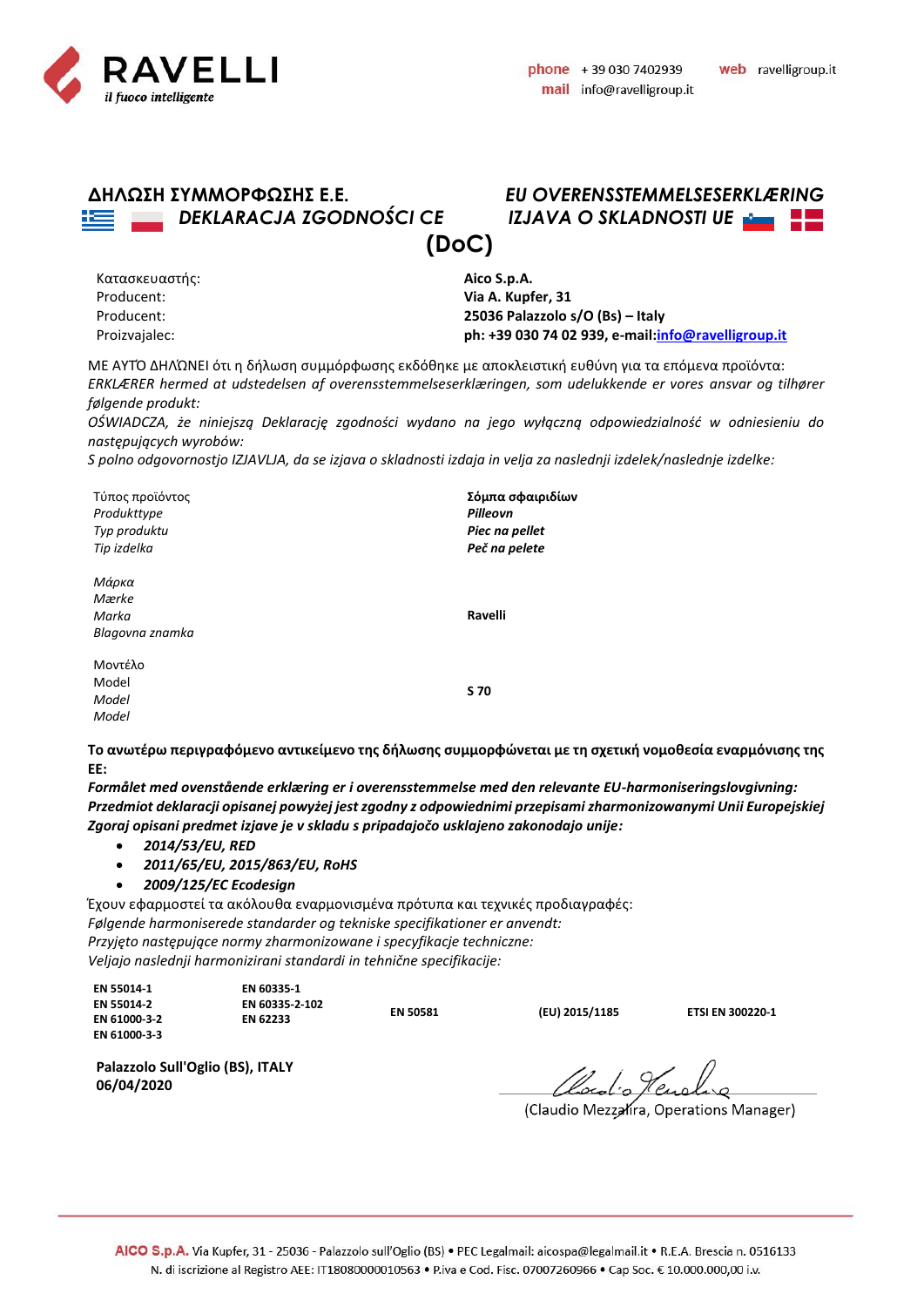# ΔΗΛΩΣΗ ΣΥΜΜΟΡΦΩΣΗΣ Ε.Ε. — *EU OVERENSSTEMMELSESERKLÆRING*

## *DEKLARACJA ZGODNOŚCI CE* — *IZJAVA O SKLADNOSTI UE*

## (DoC)

| | |
|---|---|
| Κατασκευαστής: | **Aico S.p.A.** |
| Producent: | **Via A. Kupfer, 31** |
| Producent: | **25036 Palazzolo s/O (Bs) – Italy** |
| Proizvajalec: | **ph: +39 030 74 02 939, e-mail:info@ravelligroup.it** |

ΜΕ ΑΥΤΌ ΔΗΛΏΝΕΙ ότι η δήλωση συμμόρφωσης εκδόθηκε με αποκλειστική ευθύνη για τα επόμενα προϊόντα:
*ERKLÆRER hermed at udstedelsen af overensstemmelseserklæringen, som udelukkende er vores ansvar og tilhører følgende produkt:*
*OŚWIADCZA, że niniejszą Deklarację zgodności wydano na jego wyłączną odpowiedzialność w odniesieniu do następujących wyrobów:*
*S polno odgovornostjo IZJAVLJA, da se izjava o skladnosti izdaja in velja za naslednji izdelek/naslednje izdelke:*

| | |
|---|---|
| Τύπος προϊόντος | **Σόμπα σφαιριδίων** |
| *Produkttype* | ***Pilleovn*** |
| *Typ produktu* | ***Piec na pellet*** |
| *Tip izdelka* | ***Peč na pelete*** |
| Μάρκα / *Mærke* / *Marka* / *Blagovna znamka* | **Ravelli** |
| Μοντέλο / Model / *Model* / *Model* | **S 70** |

**Το ανωτέρω περιγραφόμενο αντικείμενο της δήλωσης συμμορφώνεται με τη σχετική νομοθεσία εναρμόνισης της ΕΕ:**
***Formålet med ovenstående erklæring er i overensstemmelse med den relevante EU-harmoniseringslovgivning:***
***Przedmiot deklaracji opisanej powyżej jest zgodny z odpowiednimi przepisami zharmonizowanymi Unii Europejskiej***
***Zgoraj opisani predmet izjave je v skladu s pripadajočo usklajeno zakonodajo unije:***

- ***2014/53/EU, RED***
- ***2011/65/EU, 2015/863/EU, RoHS***
- ***2009/125/EC Ecodesign***

Έχουν εφαρμοστεί τα ακόλουθα εναρμονισμένα πρότυπα και τεχνικές προδιαγραφές:
*Følgende harmoniserede standarder og tekniske specifikationer er anvendt:*
*Przyjęto następujące normy zharmonizowane i specyfikacje techniczne:*
*Veljajo naslednji harmonizirani standardi in tehnične specifikacije:*

| | | | | |
|---|---|---|---|---|
| **EN 55014-1** | **EN 60335-1** | | | |
| **EN 55014-2** | **EN 60335-2-102** | **EN 50581** | **(EU) 2015/1185** | **ETSI EN 300220-1** |
| **EN 61000-3-2** | **EN 62233** | | | |
| **EN 61000-3-3** | | | | |

**Palazzolo Sull'Oglio (BS), ITALY**
**06/04/2020**

(Claudio Mezzalira, Operations Manager)